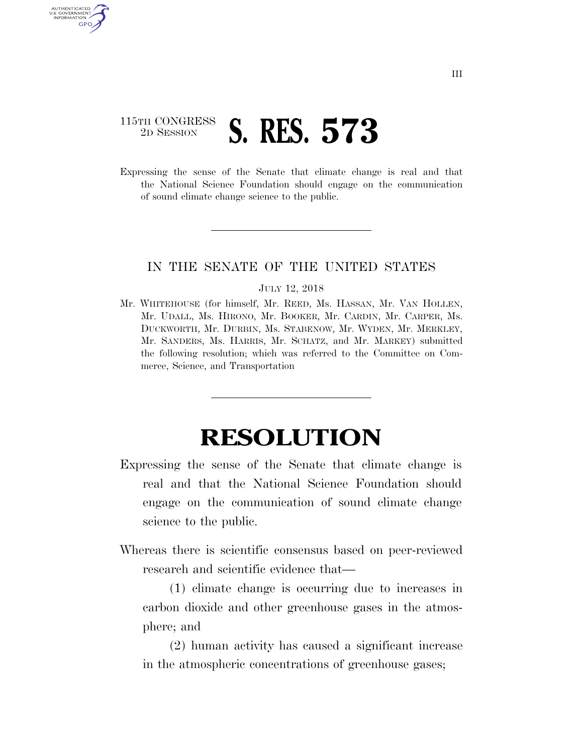115TH CONGRESS
2D SESSION

# S. RES. 573

Expressing the sense of the Senate that climate change is real and that the National Science Foundation should engage on the communication of sound climate change science to the public.

---

IN THE SENATE OF THE UNITED STATES

JULY 12, 2018

Mr. WHITEHOUSE (for himself, Mr. REED, Ms. HASSAN, Mr. VAN HOLLEN, Mr. UDALL, Ms. HIRONO, Mr. BOOKER, Mr. CARDIN, Mr. CARPER, Ms. DUCKWORTH, Mr. DURBIN, Ms. STABENOW, Mr. WYDEN, Mr. MERKLEY, Mr. SANDERS, Ms. HARRIS, Mr. SCHATZ, and Mr. MARKEY) submitted the following resolution; which was referred to the Committee on Commerce, Science, and Transportation

---

# RESOLUTION

Expressing the sense of the Senate that climate change is real and that the National Science Foundation should engage on the communication of sound climate change science to the public.

Whereas there is scientific consensus based on peer-reviewed research and scientific evidence that—

(1) climate change is occurring due to increases in carbon dioxide and other greenhouse gases in the atmosphere; and

(2) human activity has caused a significant increase in the atmospheric concentrations of greenhouse gases;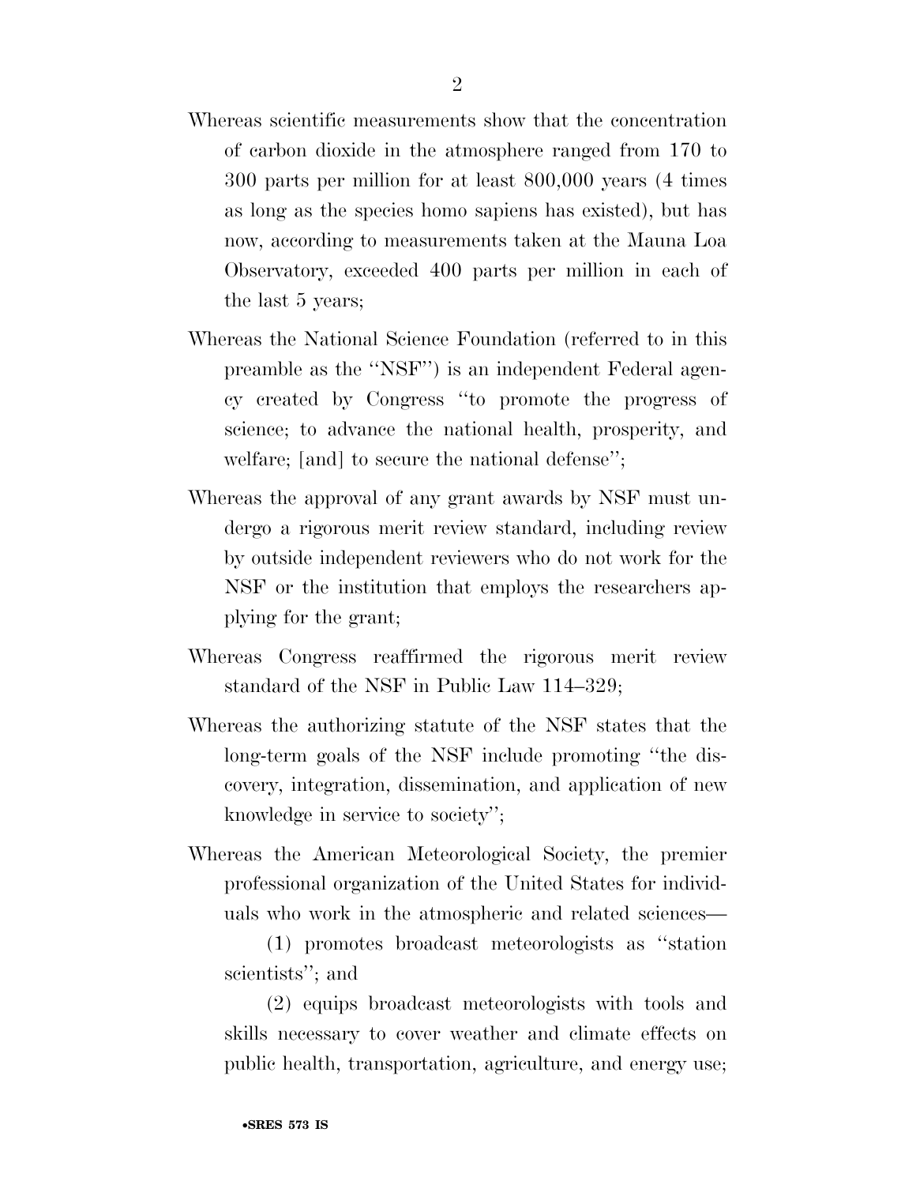Whereas scientific measurements show that the concentration of carbon dioxide in the atmosphere ranged from 170 to 300 parts per million for at least 800,000 years (4 times as long as the species homo sapiens has existed), but has now, according to measurements taken at the Mauna Loa Observatory, exceeded 400 parts per million in each of the last 5 years;

Whereas the National Science Foundation (referred to in this preamble as the ''NSF'') is an independent Federal agency created by Congress ''to promote the progress of science; to advance the national health, prosperity, and welfare; [and] to secure the national defense'';

Whereas the approval of any grant awards by NSF must undergo a rigorous merit review standard, including review by outside independent reviewers who do not work for the NSF or the institution that employs the researchers applying for the grant;

Whereas Congress reaffirmed the rigorous merit review standard of the NSF in Public Law 114–329;

Whereas the authorizing statute of the NSF states that the long-term goals of the NSF include promoting ''the discovery, integration, dissemination, and application of new knowledge in service to society'';

Whereas the American Meteorological Society, the premier professional organization of the United States for individuals who work in the atmospheric and related sciences—

(1) promotes broadcast meteorologists as ''station scientists''; and

(2) equips broadcast meteorologists with tools and skills necessary to cover weather and climate effects on public health, transportation, agriculture, and energy use;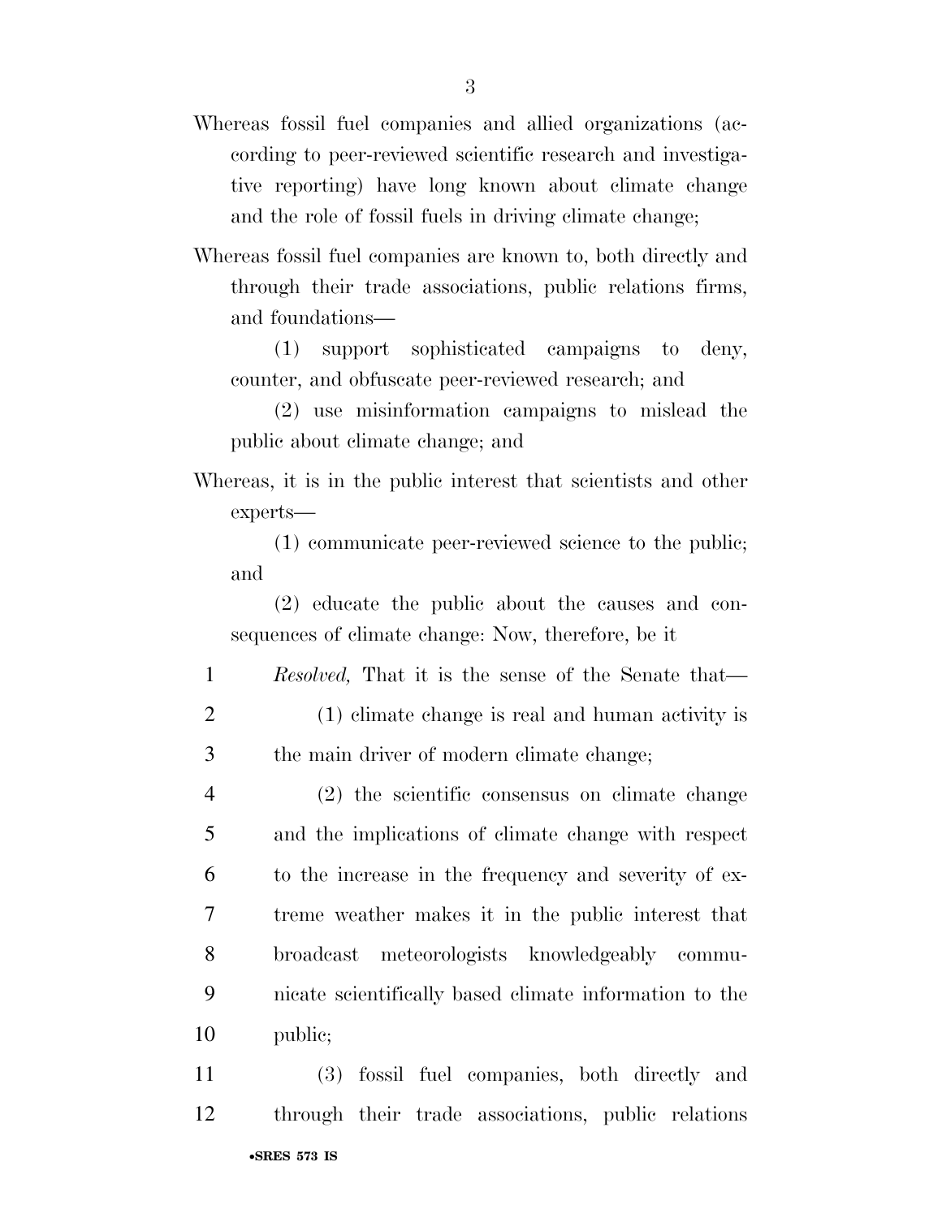Whereas fossil fuel companies and allied organizations (according to peer-reviewed scientific research and investigative reporting) have long known about climate change and the role of fossil fuels in driving climate change;

Whereas fossil fuel companies are known to, both directly and through their trade associations, public relations firms, and foundations—

(1) support sophisticated campaigns to deny, counter, and obfuscate peer-reviewed research; and

(2) use misinformation campaigns to mislead the public about climate change; and

Whereas, it is in the public interest that scientists and other experts—

(1) communicate peer-reviewed science to the public; and

(2) educate the public about the causes and consequences of climate change: Now, therefore, be it

*Resolved,* That it is the sense of the Senate that—

(1) climate change is real and human activity is the main driver of modern climate change;

(2) the scientific consensus on climate change and the implications of climate change with respect to the increase in the frequency and severity of extreme weather makes it in the public interest that broadcast meteorologists knowledgeably communicate scientifically based climate information to the public;

(3) fossil fuel companies, both directly and through their trade associations, public relations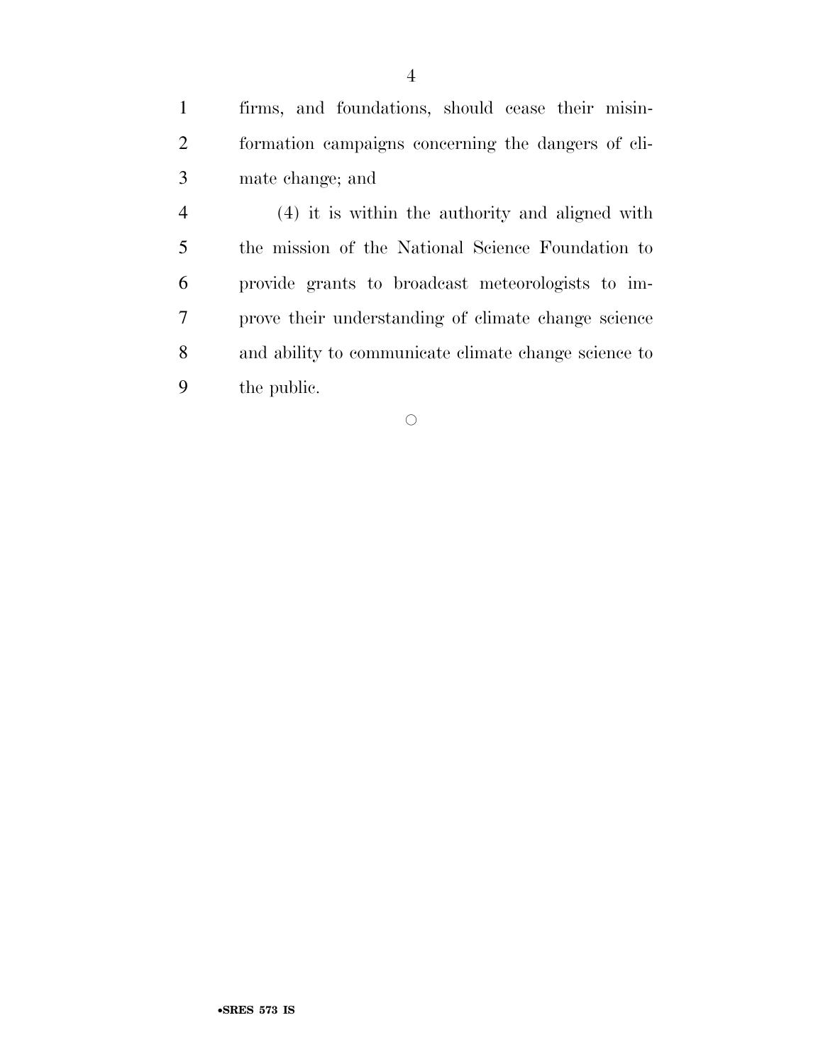firms, and foundations, should cease their misinformation campaigns concerning the dangers of climate change; and

(4) it is within the authority and aligned with the mission of the National Science Foundation to provide grants to broadcast meteorologists to improve their understanding of climate change science and ability to communicate climate change science to the public.

○